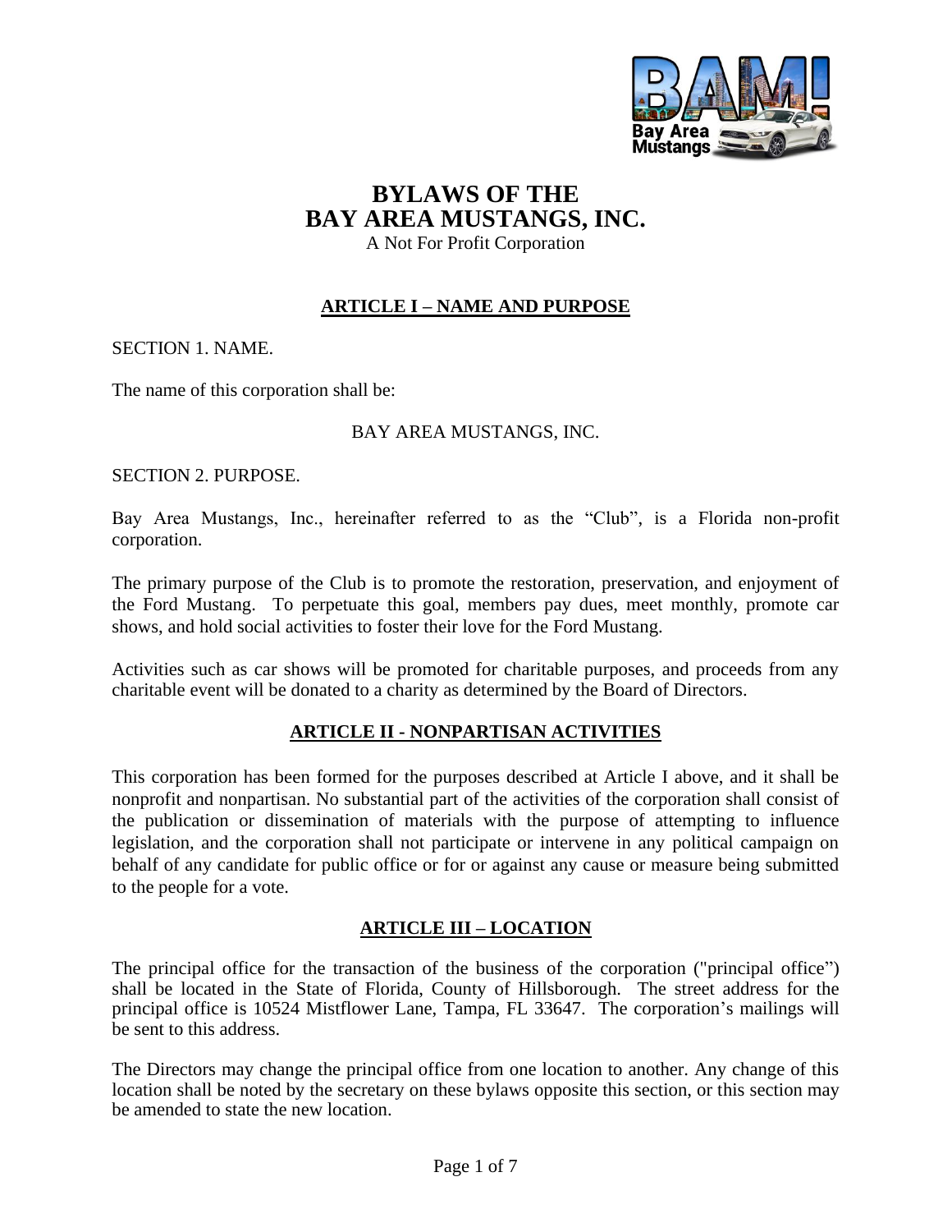# BYLAWS OF THE BAY AREA MUSTANGS, INC.

A Not For Profit Corporation

## ARTICLE I – NAME AND PURPOSE

SECTION 1. NAME.

The name of this corporation shall be:

BAY AREA MUSTANGS, INC.

SECTION 2. PURPOSE.

Bay Area Mustangs, Inc., hereinafter referred to as the "Club", is a Florida non-profit corporation.

The primary purpose of the Club is to promote the restoration, preservation, and enjoyment of the Ford Mustang. To perpetuate this goal, members pay dues, meet monthly, promote car shows, and hold social activities to foster their love for the Ford Mustang.

Activities such as car shows will be promoted for charitable purposes, and proceeds from any charitable event will be donated to a charity as determined by the Board of Directors.

## ARTICLE II - NONPARTISAN ACTIVITIES

This corporation has been formed for the purposes described at Article I above, and it shall be nonprofit and nonpartisan. No substantial part of the activities of the corporation shall consist of the publication or dissemination of materials with the purpose of attempting to influence legislation, and the corporation shall not participate or intervene in any political campaign on behalf of any candidate for public office or for or against any cause or measure being submitted to the people for a vote.

## ARTICLE III – LOCATION

The principal office for the transaction of the business of the corporation ("principal office") shall be located in the State of Florida, County of Hillsborough. The street address for the principal office is 10524 Mistflower Lane, Tampa, FL 33647. The corporation's mailings will be sent to this address.

The Directors may change the principal office from one location to another. Any change of this location shall be noted by the secretary on these bylaws opposite this section, or this section may be amended to state the new location.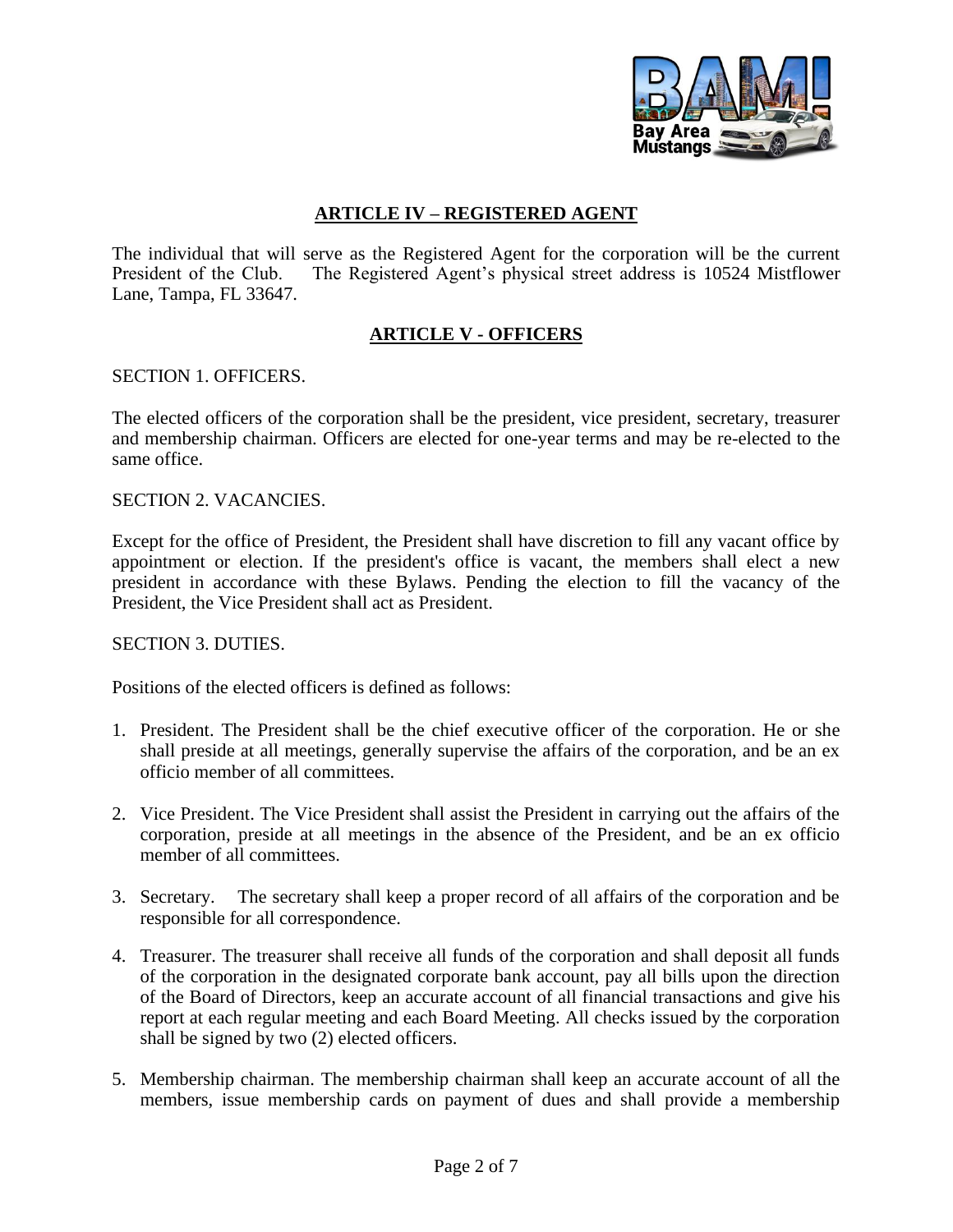## ARTICLE IV – REGISTERED AGENT

The individual that will serve as the Registered Agent for the corporation will be the current President of the Club. The Registered Agent's physical street address is 10524 Mistflower Lane, Tampa, FL 33647.

## ARTICLE V - OFFICERS

SECTION 1. OFFICERS.

The elected officers of the corporation shall be the president, vice president, secretary, treasurer and membership chairman. Officers are elected for one-year terms and may be re-elected to the same office.

SECTION 2. VACANCIES.

Except for the office of President, the President shall have discretion to fill any vacant office by appointment or election. If the president's office is vacant, the members shall elect a new president in accordance with these Bylaws. Pending the election to fill the vacancy of the President, the Vice President shall act as President.

SECTION 3. DUTIES.

Positions of the elected officers is defined as follows:

1. President. The President shall be the chief executive officer of the corporation. He or she shall preside at all meetings, generally supervise the affairs of the corporation, and be an ex officio member of all committees.

2. Vice President. The Vice President shall assist the President in carrying out the affairs of the corporation, preside at all meetings in the absence of the President, and be an ex officio member of all committees.

3. Secretary. The secretary shall keep a proper record of all affairs of the corporation and be responsible for all correspondence.

4. Treasurer. The treasurer shall receive all funds of the corporation and shall deposit all funds of the corporation in the designated corporate bank account, pay all bills upon the direction of the Board of Directors, keep an accurate account of all financial transactions and give his report at each regular meeting and each Board Meeting. All checks issued by the corporation shall be signed by two (2) elected officers.

5. Membership chairman. The membership chairman shall keep an accurate account of all the members, issue membership cards on payment of dues and shall provide a membership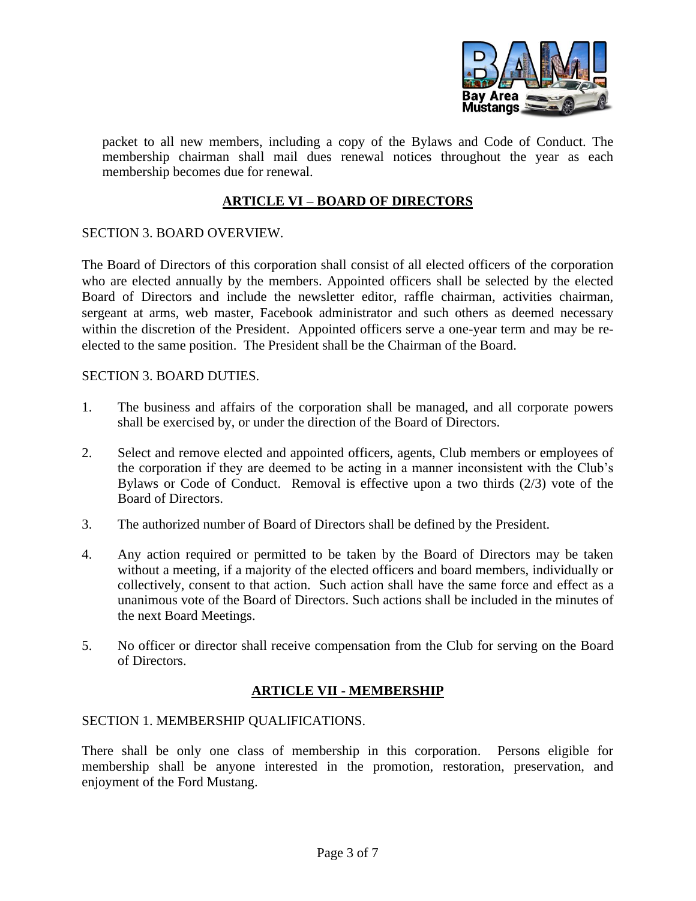packet to all new members, including a copy of the Bylaws and Code of Conduct. The membership chairman shall mail dues renewal notices throughout the year as each membership becomes due for renewal.

## ARTICLE VI – BOARD OF DIRECTORS

SECTION 3. BOARD OVERVIEW.

The Board of Directors of this corporation shall consist of all elected officers of the corporation who are elected annually by the members. Appointed officers shall be selected by the elected Board of Directors and include the newsletter editor, raffle chairman, activities chairman, sergeant at arms, web master, Facebook administrator and such others as deemed necessary within the discretion of the President. Appointed officers serve a one-year term and may be re-elected to the same position. The President shall be the Chairman of the Board.

SECTION 3. BOARD DUTIES.

1. The business and affairs of the corporation shall be managed, and all corporate powers shall be exercised by, or under the direction of the Board of Directors.
2. Select and remove elected and appointed officers, agents, Club members or employees of the corporation if they are deemed to be acting in a manner inconsistent with the Club's Bylaws or Code of Conduct. Removal is effective upon a two thirds (2/3) vote of the Board of Directors.
3. The authorized number of Board of Directors shall be defined by the President.
4. Any action required or permitted to be taken by the Board of Directors may be taken without a meeting, if a majority of the elected officers and board members, individually or collectively, consent to that action. Such action shall have the same force and effect as a unanimous vote of the Board of Directors. Such actions shall be included in the minutes of the next Board Meetings.
5. No officer or director shall receive compensation from the Club for serving on the Board of Directors.

## ARTICLE VII - MEMBERSHIP

SECTION 1. MEMBERSHIP QUALIFICATIONS.

There shall be only one class of membership in this corporation. Persons eligible for membership shall be anyone interested in the promotion, restoration, preservation, and enjoyment of the Ford Mustang.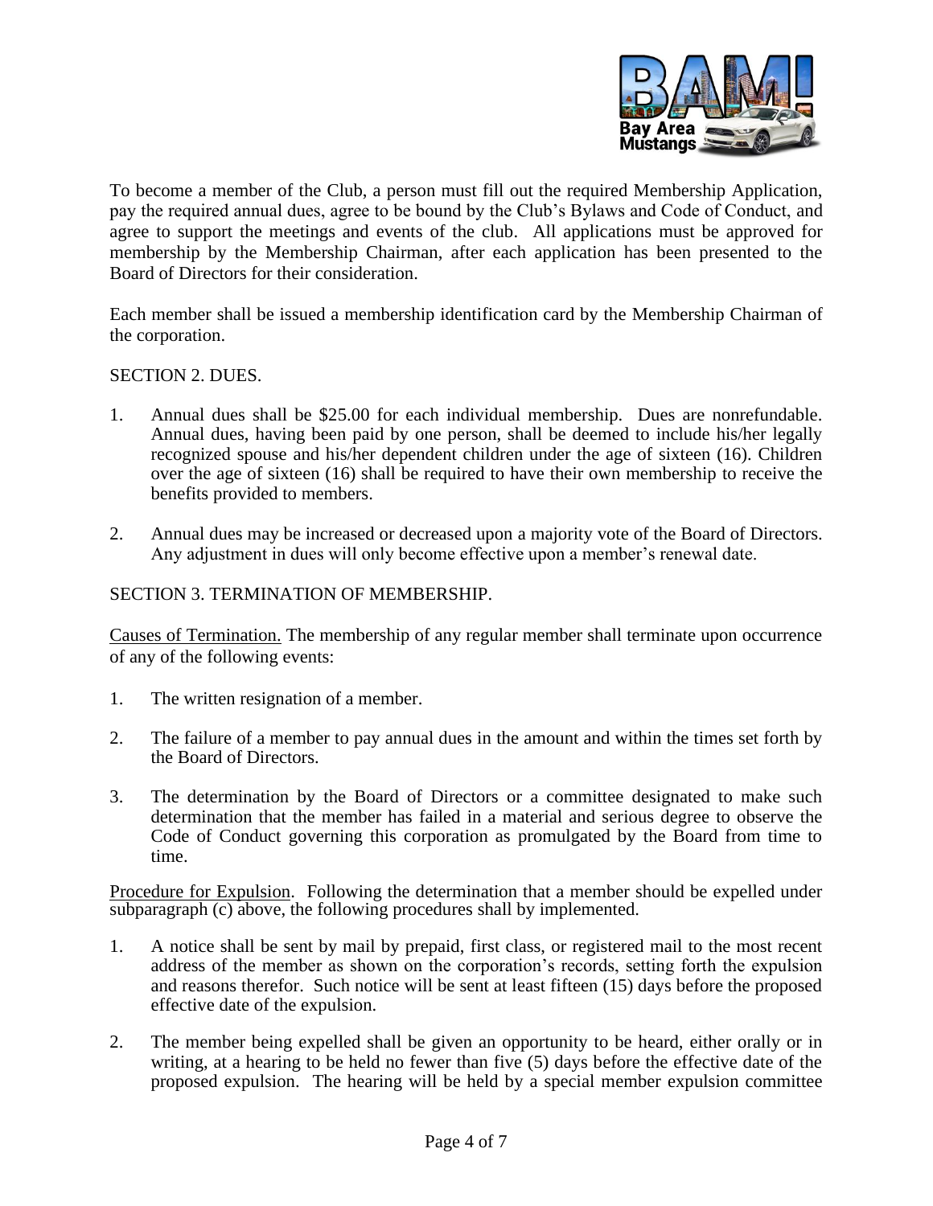To become a member of the Club, a person must fill out the required Membership Application, pay the required annual dues, agree to be bound by the Club's Bylaws and Code of Conduct, and agree to support the meetings and events of the club. All applications must be approved for membership by the Membership Chairman, after each application has been presented to the Board of Directors for their consideration.

Each member shall be issued a membership identification card by the Membership Chairman of the corporation.

SECTION 2. DUES.

1. Annual dues shall be $25.00 for each individual membership. Dues are nonrefundable. Annual dues, having been paid by one person, shall be deemed to include his/her legally recognized spouse and his/her dependent children under the age of sixteen (16). Children over the age of sixteen (16) shall be required to have their own membership to receive the benefits provided to members.

2. Annual dues may be increased or decreased upon a majority vote of the Board of Directors. Any adjustment in dues will only become effective upon a member's renewal date.

SECTION 3. TERMINATION OF MEMBERSHIP.

Causes of Termination. The membership of any regular member shall terminate upon occurrence of any of the following events:

1. The written resignation of a member.

2. The failure of a member to pay annual dues in the amount and within the times set forth by the Board of Directors.

3. The determination by the Board of Directors or a committee designated to make such determination that the member has failed in a material and serious degree to observe the Code of Conduct governing this corporation as promulgated by the Board from time to time.

Procedure for Expulsion. Following the determination that a member should be expelled under subparagraph (c) above, the following procedures shall by implemented.

1. A notice shall be sent by mail by prepaid, first class, or registered mail to the most recent address of the member as shown on the corporation's records, setting forth the expulsion and reasons therefor. Such notice will be sent at least fifteen (15) days before the proposed effective date of the expulsion.

2. The member being expelled shall be given an opportunity to be heard, either orally or in writing, at a hearing to be held no fewer than five (5) days before the effective date of the proposed expulsion. The hearing will be held by a special member expulsion committee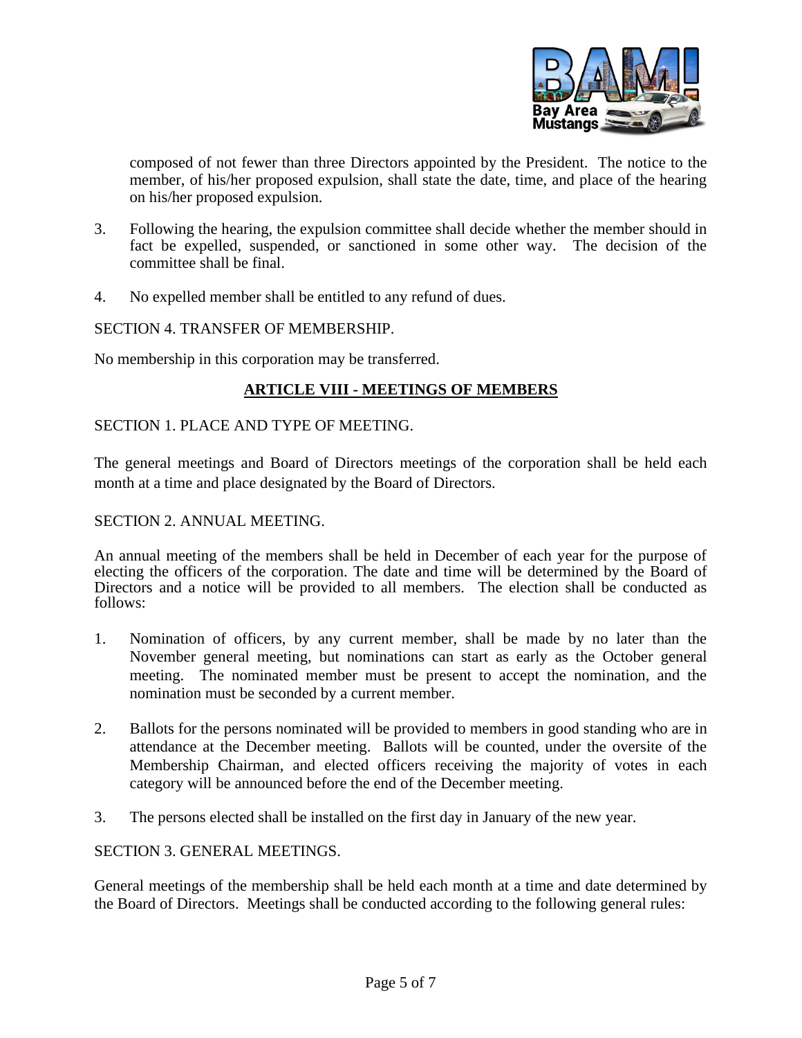composed of not fewer than three Directors appointed by the President. The notice to the member, of his/her proposed expulsion, shall state the date, time, and place of the hearing on his/her proposed expulsion.

3. Following the hearing, the expulsion committee shall decide whether the member should in fact be expelled, suspended, or sanctioned in some other way. The decision of the committee shall be final.

4. No expelled member shall be entitled to any refund of dues.

SECTION 4. TRANSFER OF MEMBERSHIP.

No membership in this corporation may be transferred.

## ARTICLE VIII - MEETINGS OF MEMBERS

SECTION 1. PLACE AND TYPE OF MEETING.

The general meetings and Board of Directors meetings of the corporation shall be held each month at a time and place designated by the Board of Directors.

SECTION 2. ANNUAL MEETING.

An annual meeting of the members shall be held in December of each year for the purpose of electing the officers of the corporation. The date and time will be determined by the Board of Directors and a notice will be provided to all members. The election shall be conducted as follows:

1. Nomination of officers, by any current member, shall be made by no later than the November general meeting, but nominations can start as early as the October general meeting. The nominated member must be present to accept the nomination, and the nomination must be seconded by a current member.

2. Ballots for the persons nominated will be provided to members in good standing who are in attendance at the December meeting. Ballots will be counted, under the oversite of the Membership Chairman, and elected officers receiving the majority of votes in each category will be announced before the end of the December meeting.

3. The persons elected shall be installed on the first day in January of the new year.

SECTION 3. GENERAL MEETINGS.

General meetings of the membership shall be held each month at a time and date determined by the Board of Directors. Meetings shall be conducted according to the following general rules: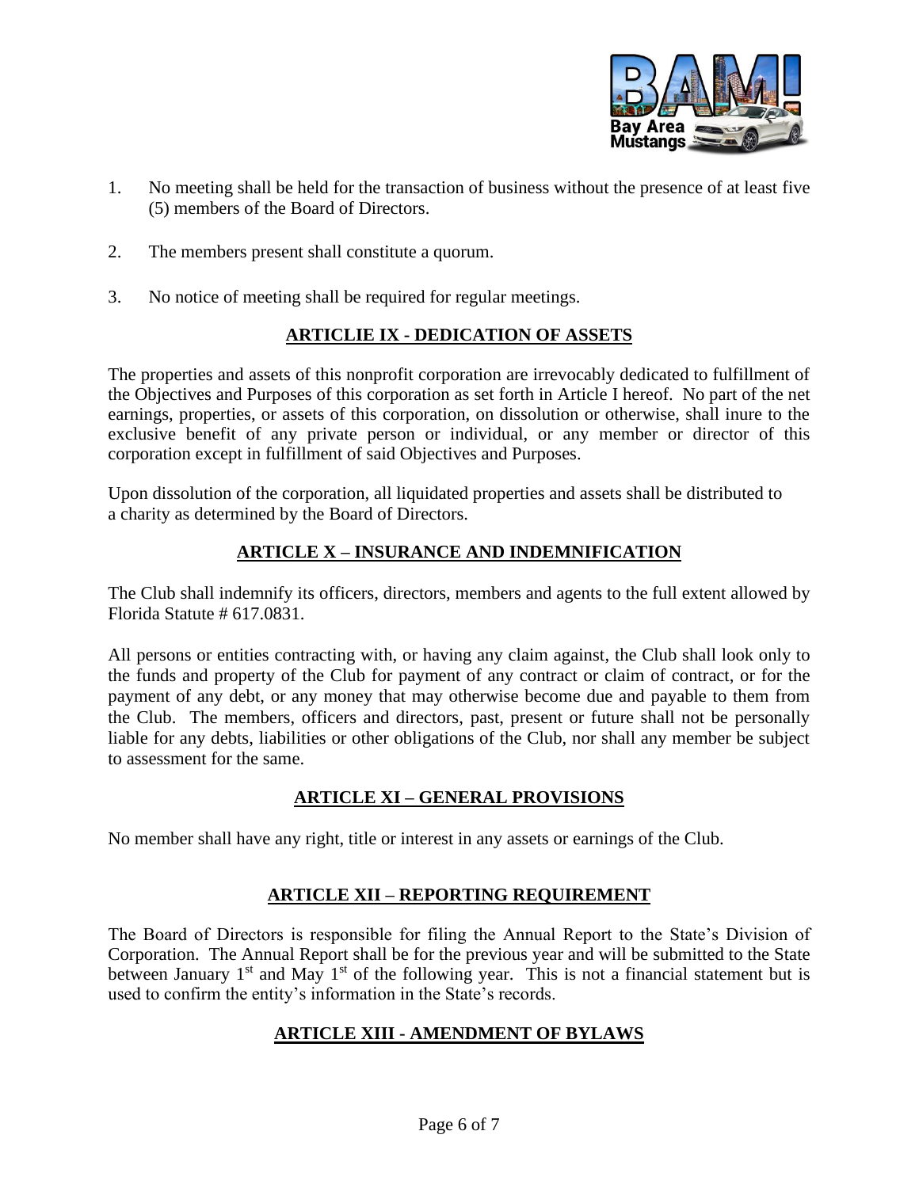1. No meeting shall be held for the transaction of business without the presence of at least five (5) members of the Board of Directors.

2. The members present shall constitute a quorum.

3. No notice of meeting shall be required for regular meetings.

## ARTICLIE IX - DEDICATION OF ASSETS

The properties and assets of this nonprofit corporation are irrevocably dedicated to fulfillment of the Objectives and Purposes of this corporation as set forth in Article I hereof. No part of the net earnings, properties, or assets of this corporation, on dissolution or otherwise, shall inure to the exclusive benefit of any private person or individual, or any member or director of this corporation except in fulfillment of said Objectives and Purposes.

Upon dissolution of the corporation, all liquidated properties and assets shall be distributed to a charity as determined by the Board of Directors.

## ARTICLE X – INSURANCE AND INDEMNIFICATION

The Club shall indemnify its officers, directors, members and agents to the full extent allowed by Florida Statute # 617.0831.

All persons or entities contracting with, or having any claim against, the Club shall look only to the funds and property of the Club for payment of any contract or claim of contract, or for the payment of any debt, or any money that may otherwise become due and payable to them from the Club. The members, officers and directors, past, present or future shall not be personally liable for any debts, liabilities or other obligations of the Club, nor shall any member be subject to assessment for the same.

## ARTICLE XI – GENERAL PROVISIONS

No member shall have any right, title or interest in any assets or earnings of the Club.

## ARTICLE XII – REPORTING REQUIREMENT

The Board of Directors is responsible for filing the Annual Report to the State's Division of Corporation. The Annual Report shall be for the previous year and will be submitted to the State between January 1st and May 1st of the following year. This is not a financial statement but is used to confirm the entity's information in the State's records.

## ARTICLE XIII - AMENDMENT OF BYLAWS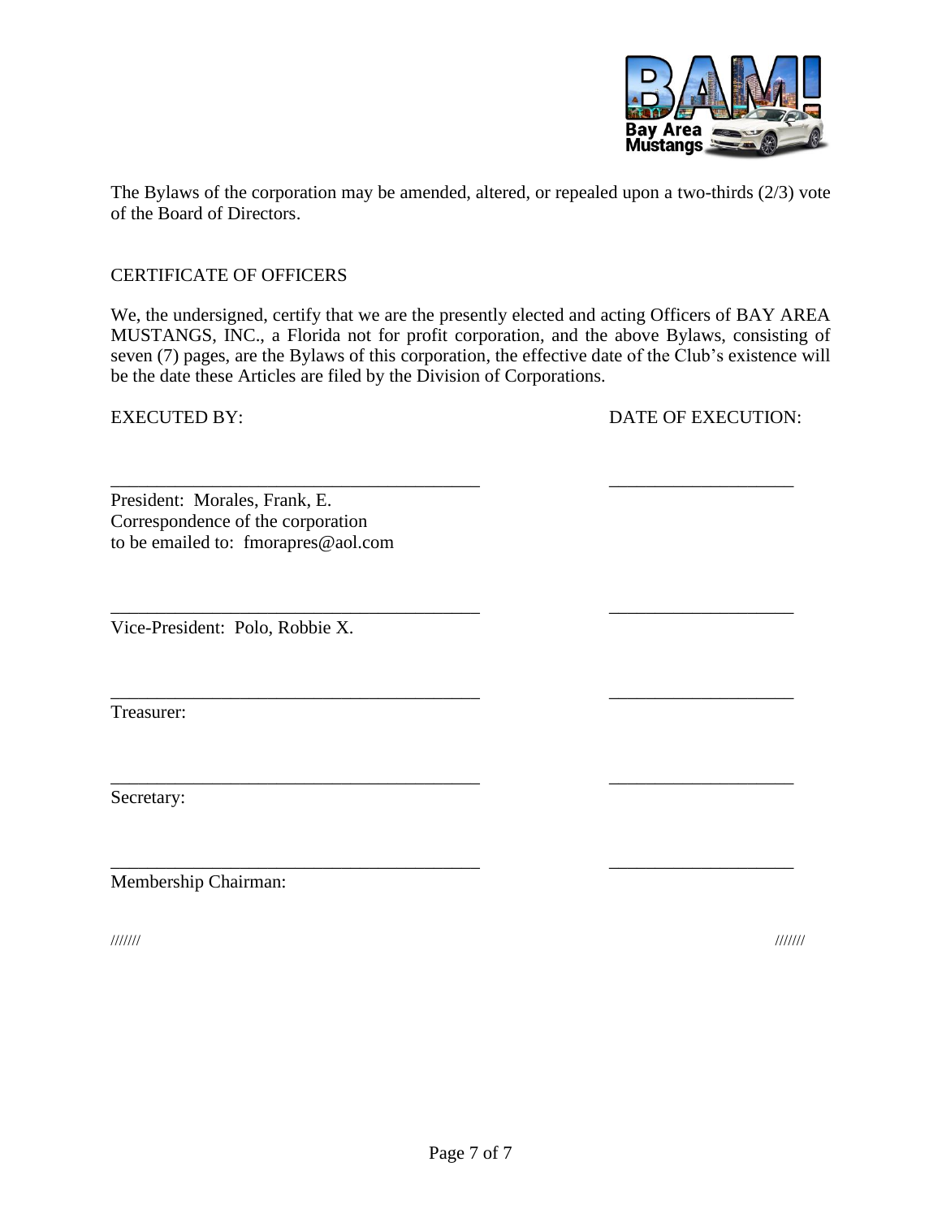The Bylaws of the corporation may be amended, altered, or repealed upon a two-thirds (2/3) vote of the Board of Directors.

CERTIFICATE OF OFFICERS

We, the undersigned, certify that we are the presently elected and acting Officers of BAY AREA MUSTANGS, INC., a Florida not for profit corporation, and the above Bylaws, consisting of seven (7) pages, are the Bylaws of this corporation, the effective date of the Club's existence will be the date these Articles are filed by the Division of Corporations.

EXECUTED BY: DATE OF EXECUTION:

_________________________________________ ____________________

President: Morales, Frank, E.
Correspondence of the corporation
to be emailed to: fmorapres@aol.com

_________________________________________ ____________________

Vice-President: Polo, Robbie X.

_________________________________________ ____________________

Treasurer:

_________________________________________ ____________________

Secretary:

_________________________________________ ____________________

Membership Chairman:

/////// ///////